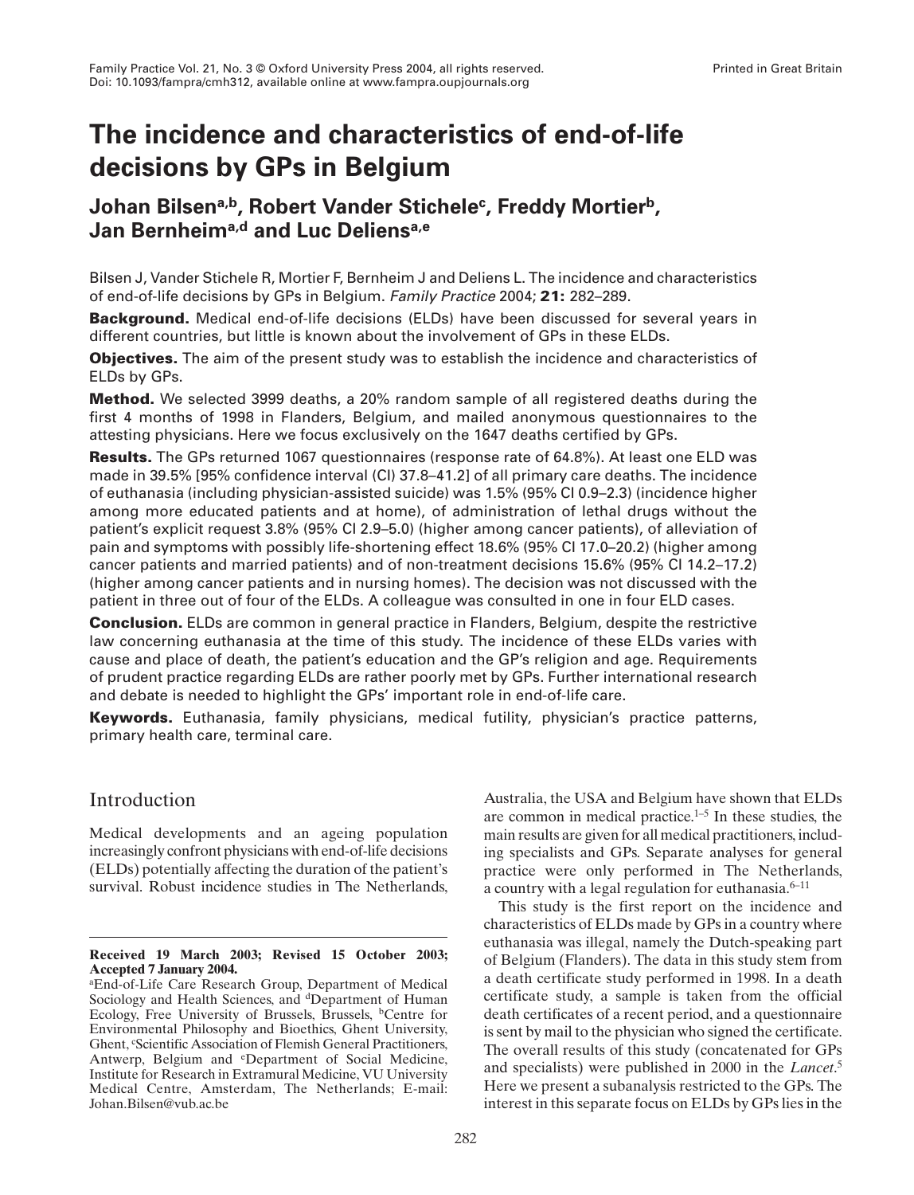# The incidence and characteristics of end-of-life decisions by GPs in Belgium

## Johan Bilsen[a,b], Robert Vander Stichele[c], Freddy Mortier[b], Jan Bernheim[a,d] and Luc Deliens[a,e]

Bilsen J, Vander Stichele R, Mortier F, Bernheim J and Deliens L. The incidence and characteristics of end-of-life decisions by GPs in Belgium. *Family Practice* 2004; **21:** 282–289.

**Background.** Medical end-of-life decisions (ELDs) have been discussed for several years in different countries, but little is known about the involvement of GPs in these ELDs.

**Objectives.** The aim of the present study was to establish the incidence and characteristics of ELDs by GPs.

**Method.** We selected 3999 deaths, a 20% random sample of all registered deaths during the first 4 months of 1998 in Flanders, Belgium, and mailed anonymous questionnaires to the attesting physicians. Here we focus exclusively on the 1647 deaths certified by GPs.

**Results.** The GPs returned 1067 questionnaires (response rate of 64.8%). At least one ELD was made in 39.5% [95% confidence interval (CI) 37.8–41.2] of all primary care deaths. The incidence of euthanasia (including physician-assisted suicide) was 1.5% (95% CI 0.9–2.3) (incidence higher among more educated patients and at home), of administration of lethal drugs without the patient's explicit request 3.8% (95% CI 2.9–5.0) (higher among cancer patients), of alleviation of pain and symptoms with possibly life-shortening effect 18.6% (95% CI 17.0–20.2) (higher among cancer patients and married patients) and of non-treatment decisions 15.6% (95% CI 14.2–17.2) (higher among cancer patients and in nursing homes). The decision was not discussed with the patient in three out of four of the ELDs. A colleague was consulted in one in four ELD cases.

**Conclusion.** ELDs are common in general practice in Flanders, Belgium, despite the restrictive law concerning euthanasia at the time of this study. The incidence of these ELDs varies with cause and place of death, the patient's education and the GP's religion and age. Requirements of prudent practice regarding ELDs are rather poorly met by GPs. Further international research and debate is needed to highlight the GPs' important role in end-of-life care.

**Keywords.** Euthanasia, family physicians, medical futility, physician's practice patterns, primary health care, terminal care.

## Introduction

Medical developments and an ageing population increasingly confront physicians with end-of-life decisions (ELDs) potentially affecting the duration of the patient's survival. Robust incidence studies in The Netherlands, Australia, the USA and Belgium have shown that ELDs are common in medical practice.[1–5] In these studies, the main results are given for all medical practitioners, including specialists and GPs. Separate analyses for general practice were only performed in The Netherlands, a country with a legal regulation for euthanasia.[6–11]

This study is the first report on the incidence and characteristics of ELDs made by GPs in a country where euthanasia was illegal, namely the Dutch-speaking part of Belgium (Flanders). The data in this study stem from a death certificate study performed in 1998. In a death certificate study, a sample is taken from the official death certificates of a recent period, and a questionnaire is sent by mail to the physician who signed the certificate. The overall results of this study (concatenated for GPs and specialists) were published in 2000 in the *Lancet*.[5] Here we present a subanalysis restricted to the GPs. The interest in this separate focus on ELDs by GPs lies in the

**Received 19 March 2003; Revised 15 October 2003; Accepted 7 January 2004.**

[a]End-of-Life Care Research Group, Department of Medical Sociology and Health Sciences, and [d]Department of Human Ecology, Free University of Brussels, Brussels, [b]Centre for Environmental Philosophy and Bioethics, Ghent University, Ghent, [c]Scientific Association of Flemish General Practitioners, Antwerp, Belgium and [e]Department of Social Medicine, Institute for Research in Extramural Medicine, VU University Medical Centre, Amsterdam, The Netherlands; E-mail: Johan.Bilsen@vub.ac.be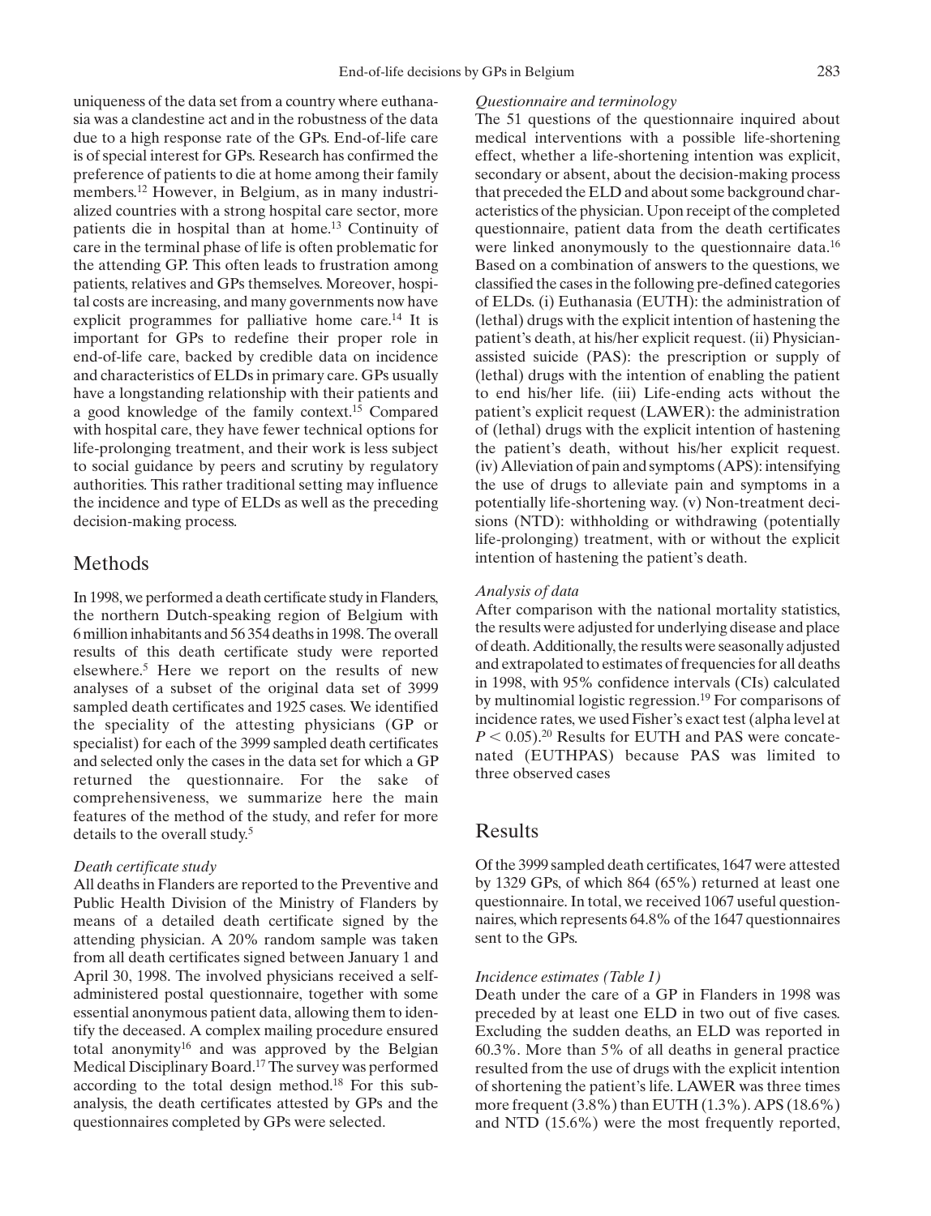uniqueness of the data set from a country where euthanasia was a clandestine act and in the robustness of the data due to a high response rate of the GPs. End-of-life care is of special interest for GPs. Research has confirmed the preference of patients to die at home among their family members.[12] However, in Belgium, as in many industrialized countries with a strong hospital care sector, more patients die in hospital than at home.[13] Continuity of care in the terminal phase of life is often problematic for the attending GP. This often leads to frustration among patients, relatives and GPs themselves. Moreover, hospital costs are increasing, and many governments now have explicit programmes for palliative home care.[14] It is important for GPs to redefine their proper role in end-of-life care, backed by credible data on incidence and characteristics of ELDs in primary care. GPs usually have a longstanding relationship with their patients and a good knowledge of the family context.[15] Compared with hospital care, they have fewer technical options for life-prolonging treatment, and their work is less subject to social guidance by peers and scrutiny by regulatory authorities. This rather traditional setting may influence the incidence and type of ELDs as well as the preceding decision-making process.

## Methods

In 1998, we performed a death certificate study in Flanders, the northern Dutch-speaking region of Belgium with 6 million inhabitants and 56 354 deaths in 1998. The overall results of this death certificate study were reported elsewhere.[5] Here we report on the results of new analyses of a subset of the original data set of 3999 sampled death certificates and 1925 cases. We identified the speciality of the attesting physicians (GP or specialist) for each of the 3999 sampled death certificates and selected only the cases in the data set for which a GP returned the questionnaire. For the sake of comprehensiveness, we summarize here the main features of the method of the study, and refer for more details to the overall study.[5]

### *Death certificate study*

All deaths in Flanders are reported to the Preventive and Public Health Division of the Ministry of Flanders by means of a detailed death certificate signed by the attending physician. A 20% random sample was taken from all death certificates signed between January 1 and April 30, 1998. The involved physicians received a self-administered postal questionnaire, together with some essential anonymous patient data, allowing them to identify the deceased. A complex mailing procedure ensured total anonymity[16] and was approved by the Belgian Medical Disciplinary Board.[17] The survey was performed according to the total design method.[18] For this sub-analysis, the death certificates attested by GPs and the questionnaires completed by GPs were selected.

### *Questionnaire and terminology*

The 51 questions of the questionnaire inquired about medical interventions with a possible life-shortening effect, whether a life-shortening intention was explicit, secondary or absent, about the decision-making process that preceded the ELD and about some background characteristics of the physician. Upon receipt of the completed questionnaire, patient data from the death certificates were linked anonymously to the questionnaire data.[16] Based on a combination of answers to the questions, we classified the cases in the following pre-defined categories of ELDs. (i) Euthanasia (EUTH): the administration of (lethal) drugs with the explicit intention of hastening the patient's death, at his/her explicit request. (ii) Physician-assisted suicide (PAS): the prescription or supply of (lethal) drugs with the intention of enabling the patient to end his/her life. (iii) Life-ending acts without the patient's explicit request (LAWER): the administration of (lethal) drugs with the explicit intention of hastening the patient's death, without his/her explicit request. (iv) Alleviation of pain and symptoms (APS): intensifying the use of drugs to alleviate pain and symptoms in a potentially life-shortening way. (v) Non-treatment decisions (NTD): withholding or withdrawing (potentially life-prolonging) treatment, with or without the explicit intention of hastening the patient's death.

### *Analysis of data*

After comparison with the national mortality statistics, the results were adjusted for underlying disease and place of death. Additionally, the results were seasonally adjusted and extrapolated to estimates of frequencies for all deaths in 1998, with 95% confidence intervals (CIs) calculated by multinomial logistic regression.[19] For comparisons of incidence rates, we used Fisher's exact test (alpha level at $P < 0.05$).[20] Results for EUTH and PAS were concatenated (EUTHPAS) because PAS was limited to three observed cases

## Results

Of the 3999 sampled death certificates, 1647 were attested by 1329 GPs, of which 864 (65%) returned at least one questionnaire. In total, we received 1067 useful questionnaires, which represents 64.8% of the 1647 questionnaires sent to the GPs.

### *Incidence estimates (Table 1)*

Death under the care of a GP in Flanders in 1998 was preceded by at least one ELD in two out of five cases. Excluding the sudden deaths, an ELD was reported in 60.3%. More than 5% of all deaths in general practice resulted from the use of drugs with the explicit intention of shortening the patient's life. LAWER was three times more frequent (3.8%) than EUTH (1.3%). APS (18.6%) and NTD (15.6%) were the most frequently reported,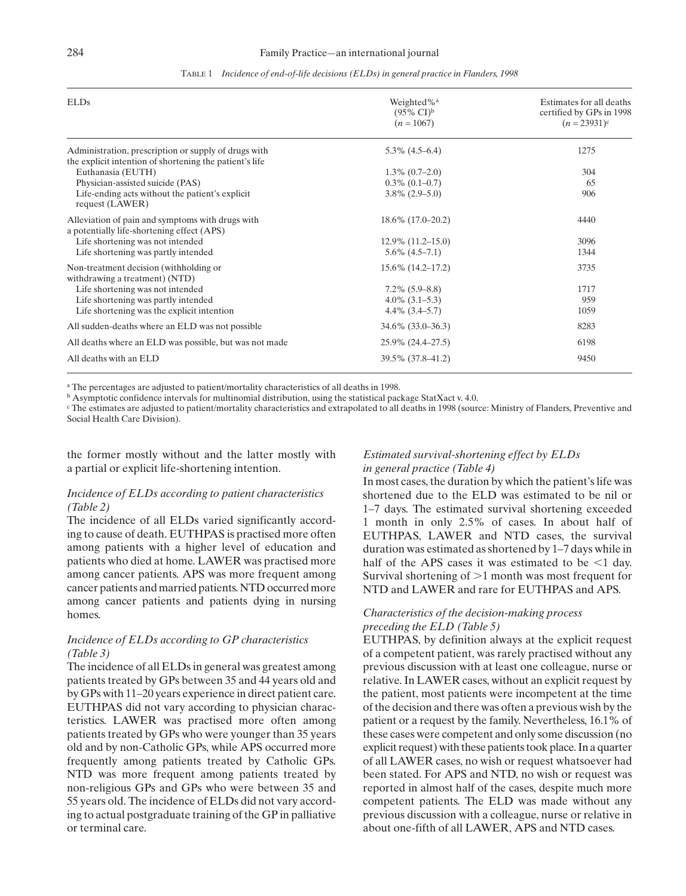TABLE 1 *Incidence of end-of-life decisions (ELDs) in general practice in Flanders, 1998*

| ELDs | Weighted%[a] (95% CI)[b] ($n = 1067$) | Estimates for all deaths certified by GPs in 1998 ($n = 23931$)[c] |
|---|---|---|
| Administration, prescription or supply of drugs with the explicit intention of shortening the patient's life | 5.3% (4.5–6.4) | 1275 |
| Euthanasia (EUTH) | 1.3% (0.7–2.0) | 304 |
| Physician-assisted suicide (PAS) | 0.3% (0.1–0.7) | 65 |
| Life-ending acts without the patient's explicit request (LAWER) | 3.8% (2.9–5.0) | 906 |
| Alleviation of pain and symptoms with drugs with a potentially life-shortening effect (APS) | 18.6% (17.0–20.2) | 4440 |
| Life shortening was not intended | 12.9% (11.2–15.0) | 3096 |
| Life shortening was partly intended | 5.6% (4.5–7.1) | 1344 |
| Non-treatment decision (withholding or withdrawing a treatment) (NTD) | 15.6% (14.2–17.2) | 3735 |
| Life shortening was not intended | 7.2% (5.9–8.8) | 1717 |
| Life shortening was partly intended | 4.0% (3.1–5.3) | 959 |
| Life shortening was the explicit intention | 4.4% (3.4–5.7) | 1059 |
| All sudden-deaths where an ELD was not possible | 34.6% (33.0–36.3) | 8283 |
| All deaths where an ELD was possible, but was not made | 25.9% (24.4–27.5) | 6198 |
| All deaths with an ELD | 39.5% (37.8–41.2) | 9450 |

[a] The percentages are adjusted to patient/mortality characteristics of all deaths in 1998.

[b] Asymptotic confidence intervals for multinomial distribution, using the statistical package StatXact v. 4.0.

[c] The estimates are adjusted to patient/mortality characteristics and extrapolated to all deaths in 1998 (source: Ministry of Flanders, Preventive and Social Health Care Division).

the former mostly without and the latter mostly with a partial or explicit life-shortening intention.

### *Incidence of ELDs according to patient characteristics (Table 2)*

The incidence of all ELDs varied significantly according to cause of death. EUTHPAS is practised more often among patients with a higher level of education and patients who died at home. LAWER was practised more among cancer patients. APS was more frequent among cancer patients and married patients. NTD occurred more among cancer patients and patients dying in nursing homes.

### *Incidence of ELDs according to GP characteristics (Table 3)*

The incidence of all ELDs in general was greatest among patients treated by GPs between 35 and 44 years old and by GPs with 11–20 years experience in direct patient care. EUTHPAS did not vary according to physician characteristics. LAWER was practised more often among patients treated by GPs who were younger than 35 years old and by non-Catholic GPs, while APS occurred more frequently among patients treated by Catholic GPs. NTD was more frequent among patients treated by non-religious GPs and GPs who were between 35 and 55 years old. The incidence of ELDs did not vary according to actual postgraduate training of the GP in palliative or terminal care.

### *Estimated survival-shortening effect by ELDs in general practice (Table 4)*

In most cases, the duration by which the patient's life was shortened due to the ELD was estimated to be nil or 1–7 days. The estimated survival shortening exceeded 1 month in only 2.5% of cases. In about half of EUTHPAS, LAWER and NTD cases, the survival duration was estimated as shortened by 1–7 days while in half of the APS cases it was estimated to be <1 day. Survival shortening of >1 month was most frequent for NTD and LAWER and rare for EUTHPAS and APS.

### *Characteristics of the decision-making process preceding the ELD (Table 5)*

EUTHPAS, by definition always at the explicit request of a competent patient, was rarely practised without any previous discussion with at least one colleague, nurse or relative. In LAWER cases, without an explicit request by the patient, most patients were incompetent at the time of the decision and there was often a previous wish by the patient or a request by the family. Nevertheless, 16.1% of these cases were competent and only some discussion (no explicit request) with these patients took place. In a quarter of all LAWER cases, no wish or request whatsoever had been stated. For APS and NTD, no wish or request was reported in almost half of the cases, despite much more competent patients. The ELD was made without any previous discussion with a colleague, nurse or relative in about one-fifth of all LAWER, APS and NTD cases.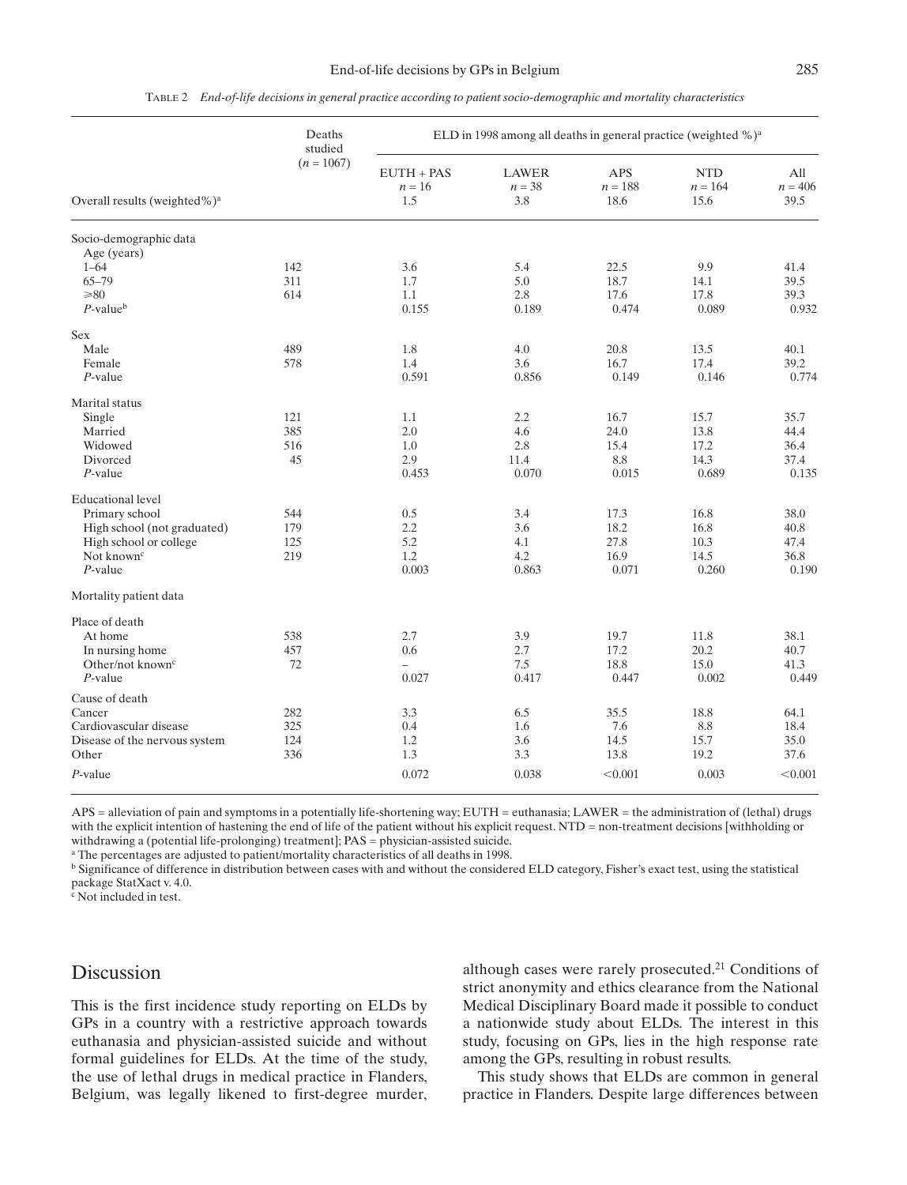TABLE 2 *End-of-life decisions in general practice according to patient socio-demographic and mortality characteristics*

| | Deaths studied ($n = 1067$) | ELD in 1998 among all deaths in general practice (weighted %)[a] | | | | |
|---|---|---|---|---|---|---|
| | | EUTH + PAS $n = 16$ | LAWER $n = 38$ | APS $n = 188$ | NTD $n = 164$ | All $n = 406$ |
| Overall results (weighted%)[a] | | 1.5 | 3.8 | 18.6 | 15.6 | 39.5 |
| **Socio-demographic data** | | | | | | |
| Age (years) | | | | | | |
| 1–64 | 142 | 3.6 | 5.4 | 22.5 | 9.9 | 41.4 |
| 65–79 | 311 | 1.7 | 5.0 | 18.7 | 14.1 | 39.5 |
| ≥80 | 614 | 1.1 | 2.8 | 17.6 | 17.8 | 39.3 |
| $P$-value[b] | | 0.155 | 0.189 | 0.474 | 0.089 | 0.932 |
| Sex | | | | | | |
| Male | 489 | 1.8 | 4.0 | 20.8 | 13.5 | 40.1 |
| Female | 578 | 1.4 | 3.6 | 16.7 | 17.4 | 39.2 |
| $P$-value | | 0.591 | 0.856 | 0.149 | 0.146 | 0.774 |
| Marital status | | | | | | |
| Single | 121 | 1.1 | 2.2 | 16.7 | 15.7 | 35.7 |
| Married | 385 | 2.0 | 4.6 | 24.0 | 13.8 | 44.4 |
| Widowed | 516 | 1.0 | 2.8 | 15.4 | 17.2 | 36.4 |
| Divorced | 45 | 2.9 | 11.4 | 8.8 | 14.3 | 37.4 |
| $P$-value | | 0.453 | 0.070 | 0.015 | 0.689 | 0.135 |
| Educational level | | | | | | |
| Primary school | 544 | 0.5 | 3.4 | 17.3 | 16.8 | 38.0 |
| High school (not graduated) | 179 | 2.2 | 3.6 | 18.2 | 16.8 | 40.8 |
| High school or college | 125 | 5.2 | 4.1 | 27.8 | 10.3 | 47.4 |
| Not known[c] | 219 | 1.2 | 4.2 | 16.9 | 14.5 | 36.8 |
| $P$-value | | 0.003 | 0.863 | 0.071 | 0.260 | 0.190 |
| **Mortality patient data** | | | | | | |
| Place of death | | | | | | |
| At home | 538 | 2.7 | 3.9 | 19.7 | 11.8 | 38.1 |
| In nursing home | 457 | 0.6 | 2.7 | 17.2 | 20.2 | 40.7 |
| Other/not known[c] | 72 | – | 7.5 | 18.8 | 15.0 | 41.3 |
| $P$-value | | 0.027 | 0.417 | 0.447 | 0.002 | 0.449 |
| Cause of death | | | | | | |
| Cancer | 282 | 3.3 | 6.5 | 35.5 | 18.8 | 64.1 |
| Cardiovascular disease | 325 | 0.4 | 1.6 | 7.6 | 8.8 | 18.4 |
| Disease of the nervous system | 124 | 1.2 | 3.6 | 14.5 | 15.7 | 35.0 |
| Other | 336 | 1.3 | 3.3 | 13.8 | 19.2 | 37.6 |
| $P$-value | | 0.072 | 0.038 | <0.001 | 0.003 | <0.001 |

APS = alleviation of pain and symptoms in a potentially life-shortening way; EUTH = euthanasia; LAWER = the administration of (lethal) drugs with the explicit intention of hastening the end of life of the patient without his explicit request. NTD = non-treatment decisions [withholding or withdrawing a (potential life-prolonging) treatment]; PAS = physician-assisted suicide.

[a] The percentages are adjusted to patient/mortality characteristics of all deaths in 1998.

[b] Significance of difference in distribution between cases with and without the considered ELD category, Fisher's exact test, using the statistical package StatXact v. 4.0.

[c] Not included in test.

## Discussion

This is the first incidence study reporting on ELDs by GPs in a country with a restrictive approach towards euthanasia and physician-assisted suicide and without formal guidelines for ELDs. At the time of the study, the use of lethal drugs in medical practice in Flanders, Belgium, was legally likened to first-degree murder, although cases were rarely prosecuted.[21] Conditions of strict anonymity and ethics clearance from the National Medical Disciplinary Board made it possible to conduct a nationwide study about ELDs. The interest in this study, focusing on GPs, lies in the high response rate among the GPs, resulting in robust results.

This study shows that ELDs are common in general practice in Flanders. Despite large differences between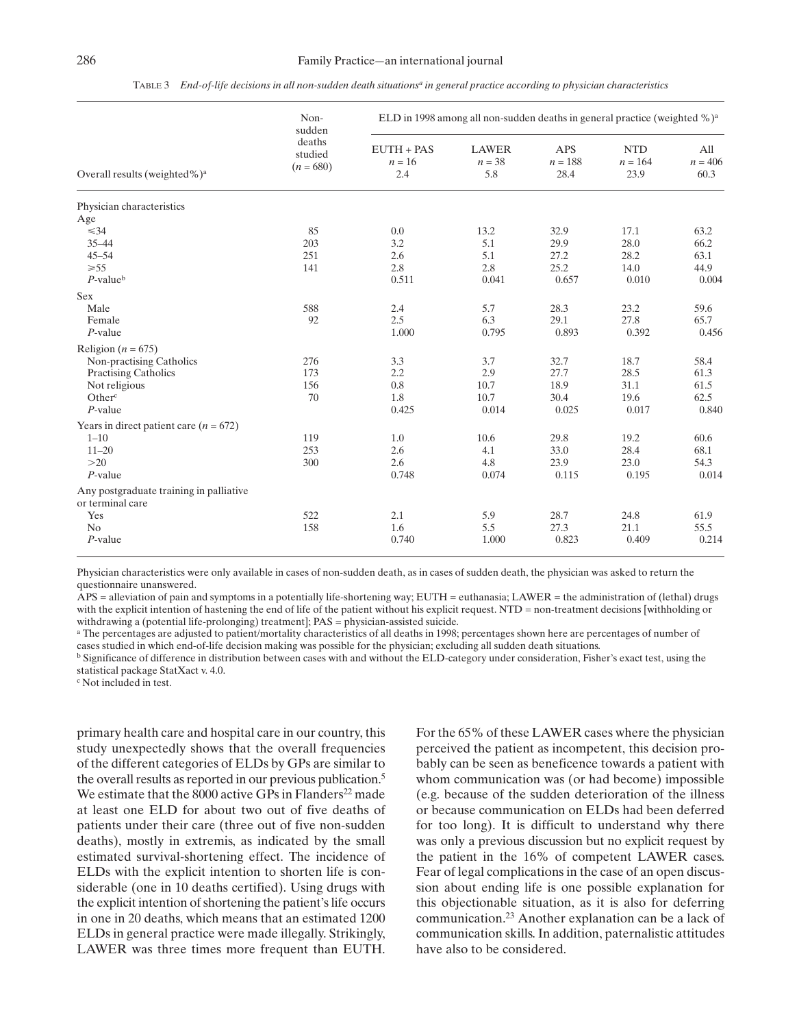TABLE 3 *End-of-life decisions in all non-sudden death situations[a] in general practice according to physician characteristics*

| Overall results (weighted%)[a] | Non-sudden deaths studied ($n = 680$) | ELD in 1998 among all non-sudden deaths in general practice (weighted %)[a] | | | | |
|---|---|---|---|---|---|---|
| | | EUTH + PAS $n = 16$ 2.4 | LAWER $n = 38$ 5.8 | APS $n = 188$ 28.4 | NTD $n = 164$ 23.9 | All $n = 406$ 60.3 |
| Physician characteristics | | | | | | |
| Age | | | | | | |
| ≤34 | 85 | 0.0 | 13.2 | 32.9 | 17.1 | 63.2 |
| 35–44 | 203 | 3.2 | 5.1 | 29.9 | 28.0 | 66.2 |
| 45–54 | 251 | 2.6 | 5.1 | 27.2 | 28.2 | 63.1 |
| ≥55 | 141 | 2.8 | 2.8 | 25.2 | 14.0 | 44.9 |
| *P*-value[b] | | 0.511 | 0.041 | 0.657 | 0.010 | 0.004 |
| Sex | | | | | | |
| Male | 588 | 2.4 | 5.7 | 28.3 | 23.2 | 59.6 |
| Female | 92 | 2.5 | 6.3 | 29.1 | 27.8 | 65.7 |
| *P*-value | | 1.000 | 0.795 | 0.893 | 0.392 | 0.456 |
| Religion ($n = 675$) | | | | | | |
| Non-practising Catholics | 276 | 3.3 | 3.7 | 32.7 | 18.7 | 58.4 |
| Practising Catholics | 173 | 2.2 | 2.9 | 27.7 | 28.5 | 61.3 |
| Not religious | 156 | 0.8 | 10.7 | 18.9 | 31.1 | 61.5 |
| Other[c] | 70 | 1.8 | 10.7 | 30.4 | 19.6 | 62.5 |
| *P*-value | | 0.425 | 0.014 | 0.025 | 0.017 | 0.840 |
| Years in direct patient care ($n = 672$) | | | | | | |
| 1–10 | 119 | 1.0 | 10.6 | 29.8 | 19.2 | 60.6 |
| 11–20 | 253 | 2.6 | 4.1 | 33.0 | 28.4 | 68.1 |
| >20 | 300 | 2.6 | 4.8 | 23.9 | 23.0 | 54.3 |
| *P*-value | | 0.748 | 0.074 | 0.115 | 0.195 | 0.014 |
| Any postgraduate training in palliative or terminal care | | | | | | |
| Yes | 522 | 2.1 | 5.9 | 28.7 | 24.8 | 61.9 |
| No | 158 | 1.6 | 5.5 | 27.3 | 21.1 | 55.5 |
| *P*-value | | 0.740 | 1.000 | 0.823 | 0.409 | 0.214 |

Physician characteristics were only available in cases of non-sudden death, as in cases of sudden death, the physician was asked to return the questionnaire unanswered.

APS = alleviation of pain and symptoms in a potentially life-shortening way; EUTH = euthanasia; LAWER = the administration of (lethal) drugs with the explicit intention of hastening the end of life of the patient without his explicit request. NTD = non-treatment decisions [withholding or withdrawing a (potential life-prolonging) treatment]; PAS = physician-assisted suicide.

[a] The percentages are adjusted to patient/mortality characteristics of all deaths in 1998; percentages shown here are percentages of number of cases studied in which end-of-life decision making was possible for the physician; excluding all sudden death situations.

[b] Significance of difference in distribution between cases with and without the ELD-category under consideration, Fisher's exact test, using the statistical package StatXact v. 4.0.

[c] Not included in test.

primary health care and hospital care in our country, this study unexpectedly shows that the overall frequencies of the different categories of ELDs by GPs are similar to the overall results as reported in our previous publication.[5] We estimate that the 8000 active GPs in Flanders[22] made at least one ELD for about two out of five deaths of patients under their care (three out of five non-sudden deaths), mostly in extremis, as indicated by the small estimated survival-shortening effect. The incidence of ELDs with the explicit intention to shorten life is considerable (one in 10 deaths certified). Using drugs with the explicit intention of shortening the patient's life occurs in one in 20 deaths, which means that an estimated 1200 ELDs in general practice were made illegally. Strikingly, LAWER was three times more frequent than EUTH. For the 65% of these LAWER cases where the physician perceived the patient as incompetent, this decision probably can be seen as beneficence towards a patient with whom communication was (or had become) impossible (e.g. because of the sudden deterioration of the illness or because communication on ELDs had been deferred for too long). It is difficult to understand why there was only a previous discussion but no explicit request by the patient in the 16% of competent LAWER cases. Fear of legal complications in the case of an open discussion about ending life is one possible explanation for this objectionable situation, as it is also for deferring communication.[23] Another explanation can be a lack of communication skills. In addition, paternalistic attitudes have also to be considered.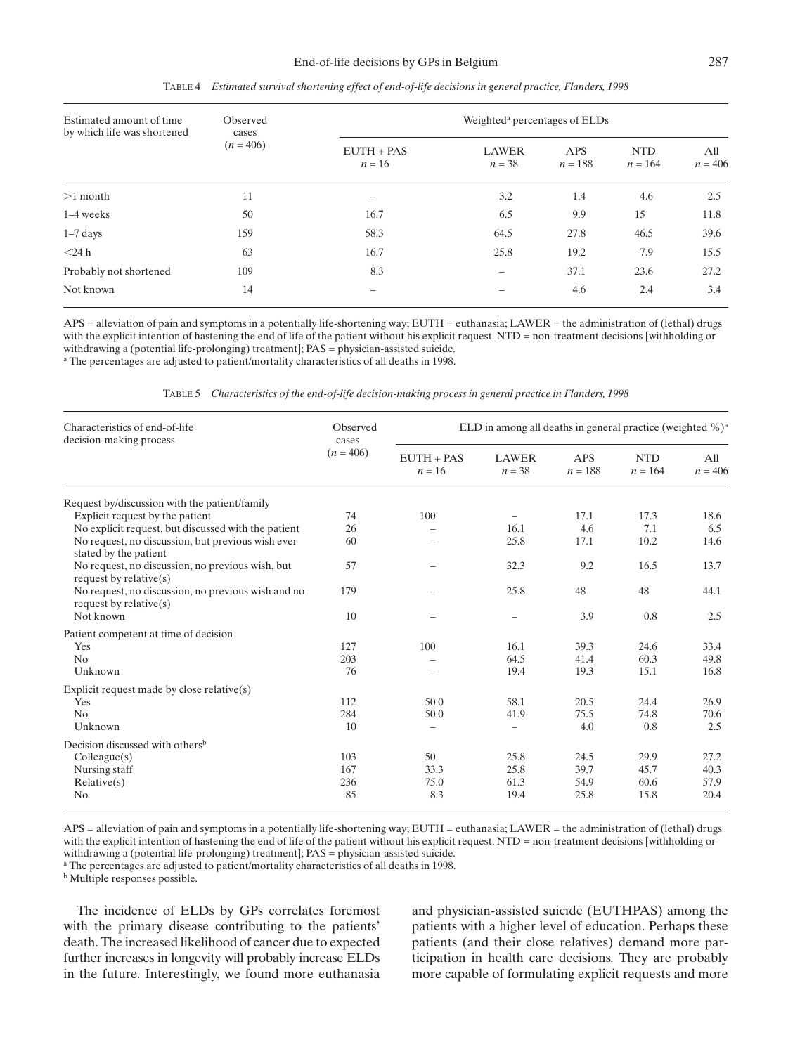TABLE 4 *Estimated survival shortening effect of end-of-life decisions in general practice, Flanders, 1998*

| Estimated amount of time by which life was shortened | Observed cases ($n = 406$) | Weighted[a] percentages of ELDs | | | | |
|---|---|---|---|---|---|---|
| | | EUTH + PAS $n = 16$ | LAWER $n = 38$ | APS $n = 188$ | NTD $n = 164$ | All $n = 406$ |
| >1 month | 11 | – | 3.2 | 1.4 | 4.6 | 2.5 |
| 1–4 weeks | 50 | 16.7 | 6.5 | 9.9 | 15 | 11.8 |
| 1–7 days | 159 | 58.3 | 64.5 | 27.8 | 46.5 | 39.6 |
| <24 h | 63 | 16.7 | 25.8 | 19.2 | 7.9 | 15.5 |
| Probably not shortened | 109 | 8.3 | – | 37.1 | 23.6 | 27.2 |
| Not known | 14 | – | – | 4.6 | 2.4 | 3.4 |

APS = alleviation of pain and symptoms in a potentially life-shortening way; EUTH = euthanasia; LAWER = the administration of (lethal) drugs with the explicit intention of hastening the end of life of the patient without his explicit request. NTD = non-treatment decisions [withholding or withdrawing a (potential life-prolonging) treatment]; PAS = physician-assisted suicide.
[a] The percentages are adjusted to patient/mortality characteristics of all deaths in 1998.

TABLE 5 *Characteristics of the end-of-life decision-making process in general practice in Flanders, 1998*

| Characteristics of end-of-life decision-making process | Observed cases ($n = 406$) | ELD in among all deaths in general practice (weighted %)[a] | | | | |
|---|---|---|---|---|---|---|
| | | EUTH + PAS $n = 16$ | LAWER $n = 38$ | APS $n = 188$ | NTD $n = 164$ | All $n = 406$ |
| **Request by/discussion with the patient/family** | | | | | | |
| Explicit request by the patient | 74 | 100 | – | 17.1 | 17.3 | 18.6 |
| No explicit request, but discussed with the patient | 26 | – | 16.1 | 4.6 | 7.1 | 6.5 |
| No request, no discussion, but previous wish ever stated by the patient | 60 | – | 25.8 | 17.1 | 10.2 | 14.6 |
| No request, no discussion, no previous wish, but request by relative(s) | 57 | – | 32.3 | 9.2 | 16.5 | 13.7 |
| No request, no discussion, no previous wish and no request by relative(s) | 179 | – | 25.8 | 48 | 48 | 44.1 |
| Not known | 10 | – | – | 3.9 | 0.8 | 2.5 |
| **Patient competent at time of decision** | | | | | | |
| Yes | 127 | 100 | 16.1 | 39.3 | 24.6 | 33.4 |
| No | 203 | – | 64.5 | 41.4 | 60.3 | 49.8 |
| Unknown | 76 | – | 19.4 | 19.3 | 15.1 | 16.8 |
| **Explicit request made by close relative(s)** | | | | | | |
| Yes | 112 | 50.0 | 58.1 | 20.5 | 24.4 | 26.9 |
| No | 284 | 50.0 | 41.9 | 75.5 | 74.8 | 70.6 |
| Unknown | 10 | – | – | 4.0 | 0.8 | 2.5 |
| **Decision discussed with others[b]** | | | | | | |
| Colleague(s) | 103 | 50 | 25.8 | 24.5 | 29.9 | 27.2 |
| Nursing staff | 167 | 33.3 | 25.8 | 39.7 | 45.7 | 40.3 |
| Relative(s) | 236 | 75.0 | 61.3 | 54.9 | 60.6 | 57.9 |
| No | 85 | 8.3 | 19.4 | 25.8 | 15.8 | 20.4 |

APS = alleviation of pain and symptoms in a potentially life-shortening way; EUTH = euthanasia; LAWER = the administration of (lethal) drugs with the explicit intention of hastening the end of life of the patient without his explicit request. NTD = non-treatment decisions [withholding or withdrawing a (potential life-prolonging) treatment]; PAS = physician-assisted suicide.
[a] The percentages are adjusted to patient/mortality characteristics of all deaths in 1998.
[b] Multiple responses possible.

The incidence of ELDs by GPs correlates foremost with the primary disease contributing to the patients' death. The increased likelihood of cancer due to expected further increases in longevity will probably increase ELDs in the future. Interestingly, we found more euthanasia and physician-assisted suicide (EUTHPAS) among the patients with a higher level of education. Perhaps these patients (and their close relatives) demand more participation in health care decisions. They are probably more capable of formulating explicit requests and more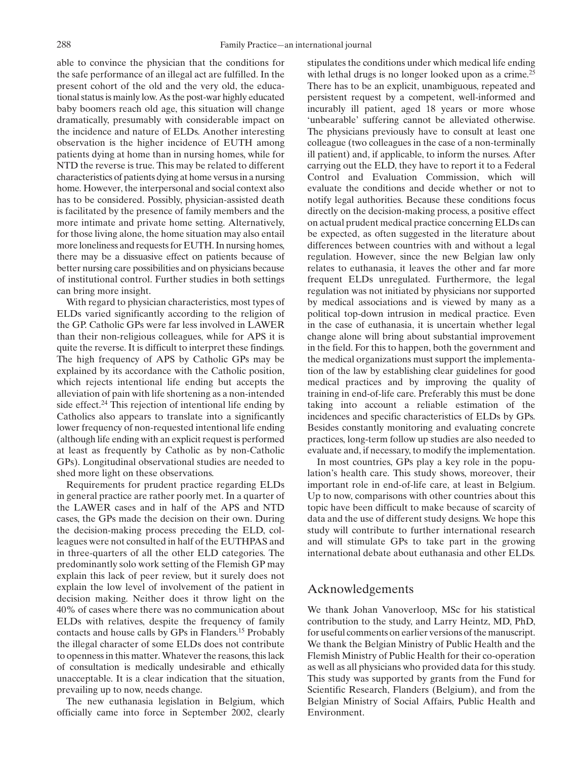able to convince the physician that the conditions for the safe performance of an illegal act are fulfilled. In the present cohort of the old and the very old, the educational status is mainly low. As the post-war highly educated baby boomers reach old age, this situation will change dramatically, presumably with considerable impact on the incidence and nature of ELDs. Another interesting observation is the higher incidence of EUTH among patients dying at home than in nursing homes, while for NTD the reverse is true. This may be related to different characteristics of patients dying at home versus in a nursing home. However, the interpersonal and social context also has to be considered. Possibly, physician-assisted death is facilitated by the presence of family members and the more intimate and private home setting. Alternatively, for those living alone, the home situation may also entail more loneliness and requests for EUTH. In nursing homes, there may be a dissuasive effect on patients because of better nursing care possibilities and on physicians because of institutional control. Further studies in both settings can bring more insight.

With regard to physician characteristics, most types of ELDs varied significantly according to the religion of the GP. Catholic GPs were far less involved in LAWER than their non-religious colleagues, while for APS it is quite the reverse. It is difficult to interpret these findings. The high frequency of APS by Catholic GPs may be explained by its accordance with the Catholic position, which rejects intentional life ending but accepts the alleviation of pain with life shortening as a non-intended side effect.[24] This rejection of intentional life ending by Catholics also appears to translate into a significantly lower frequency of non-requested intentional life ending (although life ending with an explicit request is performed at least as frequently by Catholic as by non-Catholic GPs). Longitudinal observational studies are needed to shed more light on these observations.

Requirements for prudent practice regarding ELDs in general practice are rather poorly met. In a quarter of the LAWER cases and in half of the APS and NTD cases, the GPs made the decision on their own. During the decision-making process preceding the ELD, colleagues were not consulted in half of the EUTHPAS and in three-quarters of all the other ELD categories. The predominantly solo work setting of the Flemish GP may explain this lack of peer review, but it surely does not explain the low level of involvement of the patient in decision making. Neither does it throw light on the 40% of cases where there was no communication about ELDs with relatives, despite the frequency of family contacts and house calls by GPs in Flanders.[15] Probably the illegal character of some ELDs does not contribute to openness in this matter. Whatever the reasons, this lack of consultation is medically undesirable and ethically unacceptable. It is a clear indication that the situation, prevailing up to now, needs change.

The new euthanasia legislation in Belgium, which officially came into force in September 2002, clearly stipulates the conditions under which medical life ending with lethal drugs is no longer looked upon as a crime.[25] There has to be an explicit, unambiguous, repeated and persistent request by a competent, well-informed and incurably ill patient, aged 18 years or more whose 'unbearable' suffering cannot be alleviated otherwise. The physicians previously have to consult at least one colleague (two colleagues in the case of a non-terminally ill patient) and, if applicable, to inform the nurses. After carrying out the ELD, they have to report it to a Federal Control and Evaluation Commission, which will evaluate the conditions and decide whether or not to notify legal authorities. Because these conditions focus directly on the decision-making process, a positive effect on actual prudent medical practice concerning ELDs can be expected, as often suggested in the literature about differences between countries with and without a legal regulation. However, since the new Belgian law only relates to euthanasia, it leaves the other and far more frequent ELDs unregulated. Furthermore, the legal regulation was not initiated by physicians nor supported by medical associations and is viewed by many as a political top-down intrusion in medical practice. Even in the case of euthanasia, it is uncertain whether legal change alone will bring about substantial improvement in the field. For this to happen, both the government and the medical organizations must support the implementation of the law by establishing clear guidelines for good medical practices and by improving the quality of training in end-of-life care. Preferably this must be done taking into account a reliable estimation of the incidences and specific characteristics of ELDs by GPs. Besides constantly monitoring and evaluating concrete practices, long-term follow up studies are also needed to evaluate and, if necessary, to modify the implementation.

In most countries, GPs play a key role in the population's health care. This study shows, moreover, their important role in end-of-life care, at least in Belgium. Up to now, comparisons with other countries about this topic have been difficult to make because of scarcity of data and the use of different study designs. We hope this study will contribute to further international research and will stimulate GPs to take part in the growing international debate about euthanasia and other ELDs.

## Acknowledgements

We thank Johan Vanoverloop, MSc for his statistical contribution to the study, and Larry Heintz, MD, PhD, for useful comments on earlier versions of the manuscript. We thank the Belgian Ministry of Public Health and the Flemish Ministry of Public Health for their co-operation as well as all physicians who provided data for this study. This study was supported by grants from the Fund for Scientific Research, Flanders (Belgium), and from the Belgian Ministry of Social Affairs, Public Health and Environment.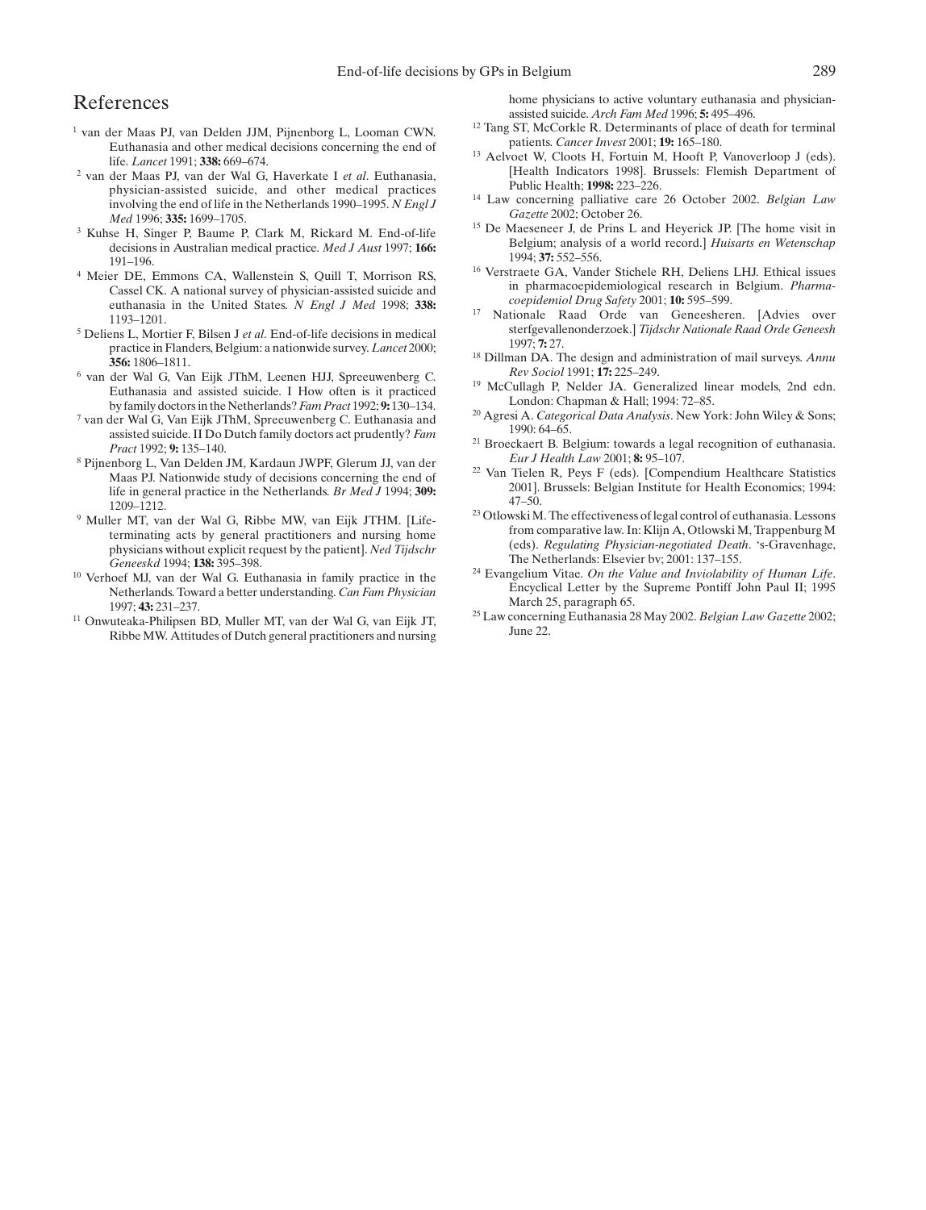# References

1. van der Maas PJ, van Delden JJM, Pijnenborg L, Looman CWN. Euthanasia and other medical decisions concerning the end of life. *Lancet* 1991; **338:** 669–674.
2. van der Maas PJ, van der Wal G, Haverkate I *et al*. Euthanasia, physician-assisted suicide, and other medical practices involving the end of life in the Netherlands 1990–1995. *N Engl J Med* 1996; **335:** 1699–1705.
3. Kuhse H, Singer P, Baume P, Clark M, Rickard M. End-of-life decisions in Australian medical practice. *Med J Aust* 1997; **166:** 191–196.
4. Meier DE, Emmons CA, Wallenstein S, Quill T, Morrison RS, Cassel CK. A national survey of physician-assisted suicide and euthanasia in the United States. *N Engl J Med* 1998; **338:** 1193–1201.
5. Deliens L, Mortier F, Bilsen J *et al.* End-of-life decisions in medical practice in Flanders, Belgium: a nationwide survey. *Lancet* 2000; **356:** 1806–1811.
6. van der Wal G, Van Eijk JThM, Leenen HJJ, Spreeuwenberg C. Euthanasia and assisted suicide. I How often is it practiced by family doctors in the Netherlands? *Fam Pract* 1992; **9:** 130–134.
7. van der Wal G, Van Eijk JThM, Spreeuwenberg C. Euthanasia and assisted suicide. II Do Dutch family doctors act prudently? *Fam Pract* 1992; **9:** 135–140.
8. Pijnenborg L, Van Delden JM, Kardaun JWPF, Glerum JJ, van der Maas PJ. Nationwide study of decisions concerning the end of life in general practice in the Netherlands. *Br Med J* 1994; **309:** 1209–1212.
9. Muller MT, van der Wal G, Ribbe MW, van Eijk JTHM. [Life-terminating acts by general practitioners and nursing home physicians without explicit request by the patient]. *Ned Tijdschr Geneeskd* 1994; **138:** 395–398.
10. Verhoef MJ, van der Wal G. Euthanasia in family practice in the Netherlands. Toward a better understanding. *Can Fam Physician* 1997; **43:** 231–237.
11. Onwuteaka-Philipsen BD, Muller MT, van der Wal G, van Eijk JT, Ribbe MW. Attitudes of Dutch general practitioners and nursing home physicians to active voluntary euthanasia and physician-assisted suicide. *Arch Fam Med* 1996; **5:** 495–496.
12. Tang ST, McCorkle R. Determinants of place of death for terminal patients. *Cancer Invest* 2001; **19:** 165–180.
13. Aelvoet W, Cloots H, Fortuin M, Hooft P, Vanoverloop J (eds). [Health Indicators 1998]. Brussels: Flemish Department of Public Health; **1998:** 223–226.
14. Law concerning palliative care 26 October 2002. *Belgian Law Gazette* 2002; October 26.
15. De Maeseneer J, de Prins L and Heyerick JP. [The home visit in Belgium; analysis of a world record.] *Huisarts en Wetenschap* 1994; **37:** 552–556.
16. Verstraete GA, Vander Stichele RH, Deliens LHJ. Ethical issues in pharmacoepidemiological research in Belgium. *Pharmacoepidemiol Drug Safety* 2001; **10:** 595–599.
17. Nationale Raad Orde van Geneesheren. [Advies over sterfgevallenonderzoek.] *Tijdschr Nationale Raad Orde Geneesh* 1997; **7:** 27.
18. Dillman DA. The design and administration of mail surveys. *Annu Rev Sociol* 1991; **17:** 225–249.
19. McCullagh P, Nelder JA. Generalized linear models, 2nd edn. London: Chapman & Hall; 1994: 72–85.
20. Agresi A. *Categorical Data Analysis*. New York: John Wiley & Sons; 1990: 64–65.
21. Broeckaert B. Belgium: towards a legal recognition of euthanasia. *Eur J Health Law* 2001; **8:** 95–107.
22. Van Tielen R, Peys F (eds). [Compendium Healthcare Statistics 2001]. Brussels: Belgian Institute for Health Economics; 1994: 47–50.
23. Otlowski M. The effectiveness of legal control of euthanasia. Lessons from comparative law. In: Klijn A, Otlowski M, Trappenburg M (eds). *Regulating Physician-negotiated Death*. 's-Gravenhage, The Netherlands: Elsevier bv; 2001: 137–155.
24. Evangelium Vitae. *On the Value and Inviolability of Human Life*. Encyclical Letter by the Supreme Pontiff John Paul II; 1995 March 25, paragraph 65.
25. Law concerning Euthanasia 28 May 2002. *Belgian Law Gazette* 2002; June 22.